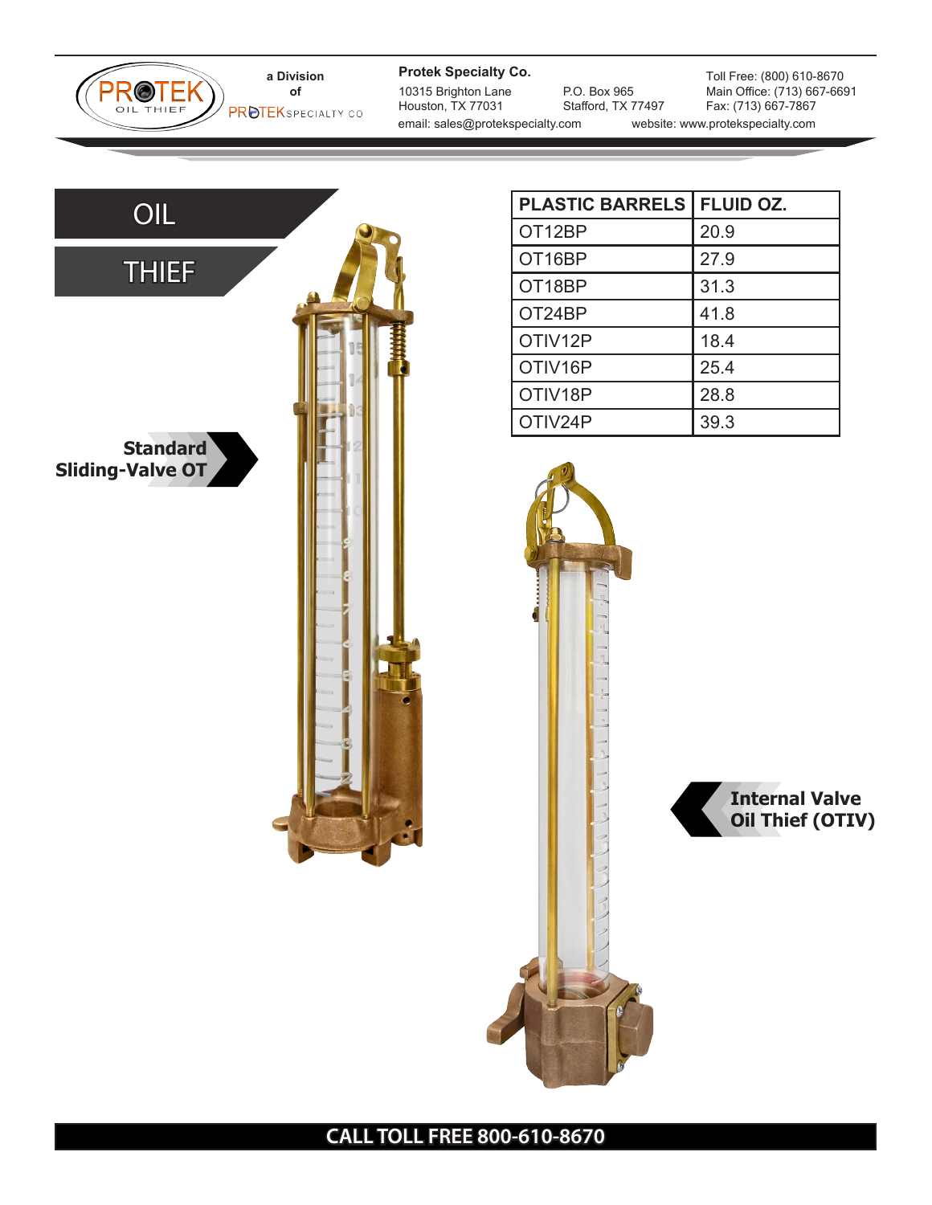PROTEK OIL THIEF

a Division of PROTEK SPECIALTY CO

**Protek Specialty Co.**
10315 Brighton Lane
Houston, TX 77031

P.O. Box 965
Stafford, TX 77497

Toll Free: (800) 610-8670
Main Office: (713) 667-6691
Fax: (713) 667-7867

email: sales@protekspecialty.com
website: www.protekspecialty.com

# OIL THIEF

**Standard Sliding-Valve OT**

| PLASTIC BARRELS | FLUID OZ. |
|---|---|
| OT12BP | 20.9 |
| OT16BP | 27.9 |
| OT18BP | 31.3 |
| OT24BP | 41.8 |
| OTIV12P | 18.4 |
| OTIV16P | 25.4 |
| OTIV18P | 28.8 |
| OTIV24P | 39.3 |

**Internal Valve Oil Thief (OTIV)**

**CALL TOLL FREE 800-610-8670**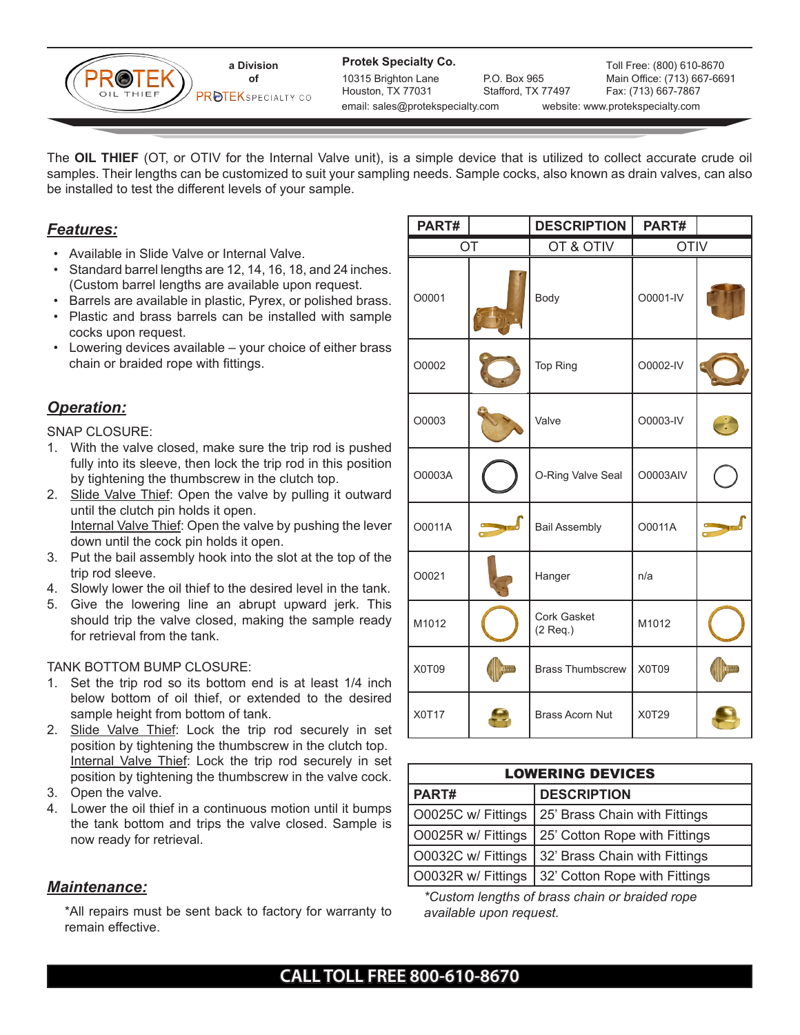PROTEK OIL THIEF

a Division of PROTEK SPECIALTY CO

**Protek Specialty Co.**
10315 Brighton Lane
Houston, TX 77031

P.O. Box 965
Stafford, TX 77497

Toll Free: (800) 610-8670
Main Office: (713) 667-6691
Fax: (713) 667-7867

email: sales@protekspecialty.com
website: www.protekspecialty.com

The **OIL THIEF** (OT, or OTIV for the Internal Valve unit), is a simple device that is utilized to collect accurate crude oil samples. Their lengths can be customized to suit your sampling needs. Sample cocks, also known as drain valves, can also be installed to test the different levels of your sample.

## *Features:*

- Available in Slide Valve or Internal Valve.
- Standard barrel lengths are 12, 14, 16, 18, and 24 inches. (Custom barrel lengths are available upon request.
- Barrels are available in plastic, Pyrex, or polished brass.
- Plastic and brass barrels can be installed with sample cocks upon request.
- Lowering devices available – your choice of either brass chain or braided rope with fittings.

## *Operation:*

SNAP CLOSURE:

1. With the valve closed, make sure the trip rod is pushed fully into its sleeve, then lock the trip rod in this position by tightening the thumbscrew in the clutch top.
2. Slide Valve Thief: Open the valve by pulling it outward until the clutch pin holds it open.
   Internal Valve Thief: Open the valve by pushing the lever down until the cock pin holds it open.
3. Put the bail assembly hook into the slot at the top of the trip rod sleeve.
4. Slowly lower the oil thief to the desired level in the tank.
5. Give the lowering line an abrupt upward jerk. This should trip the valve closed, making the sample ready for retrieval from the tank.

TANK BOTTOM BUMP CLOSURE:

1. Set the trip rod so its bottom end is at least 1/4 inch below bottom of oil thief, or extended to the desired sample height from bottom of tank.
2. Slide Valve Thief: Lock the trip rod securely in set position by tightening the thumbscrew in the clutch top.
   Internal Valve Thief: Lock the trip rod securely in set position by tightening the thumbscrew in the valve cock.
3. Open the valve.
4. Lower the oil thief in a continuous motion until it bumps the tank bottom and trips the valve closed. Sample is now ready for retrieval.

## *Maintenance:*

*All repairs must be sent back to factory for warranty to remain effective.

| PART# | | DESCRIPTION | PART# | |
|---|---|---|---|---|
| OT | | OT & OTIV | OTIV | |
| O0001 | | Body | O0001-IV | |
| O0002 | | Top Ring | O0002-IV | |
| O0003 | | Valve | O0003-IV | |
| O0003A | | O-Ring Valve Seal | O0003AIV | |
| O0011A | | Bail Assembly | O0011A | |
| O0021 | | Hanger | n/a | |
| M1012 | | Cork Gasket (2 Req.) | M1012 | |
| X0T09 | | Brass Thumbscrew | X0T09 | |
| X0T17 | | Brass Acorn Nut | X0T29 | |

| LOWERING DEVICES | |
|---|---|
| PART# | DESCRIPTION |
| O0025C w/ Fittings | 25' Brass Chain with Fittings |
| O0025R w/ Fittings | 25' Cotton Rope with Fittings |
| O0032C w/ Fittings | 32' Brass Chain with Fittings |
| O0032R w/ Fittings | 32' Cotton Rope with Fittings |

*\*Custom lengths of brass chain or braided rope available upon request.*

**CALL TOLL FREE 800-610-8670**